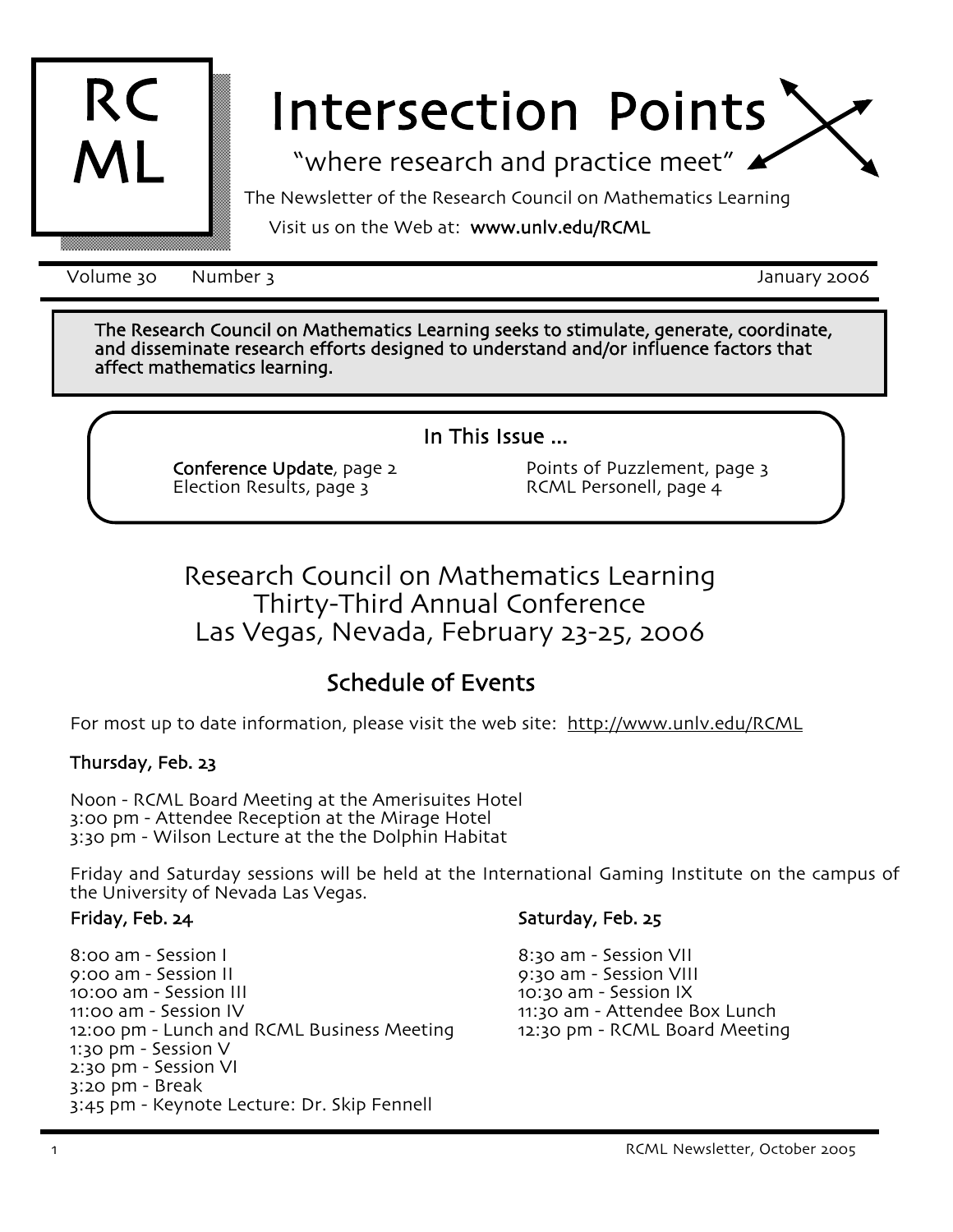RC ML

# Intersection Points

"where research and practice meet"

The Newsletter of the Research Council on Mathematics Learning

Visit us on the Web at: **www.unlv.edu/RCML**

Volume 30 Number 3 January 2006

**The Research Council on Mathematics Learning seeks to stimulate, generate, coordinate, and disseminate research efforts designed to understand and/or influence factors that affect mathematics learning.**

**In This Issue ...**

- **Conference Update**, page 2
- Election Results, page 3
- Points of Puzzlement, page 3
- RCML Personell, page 4

## Research Council on Mathematics Learning Thirty-Third Annual Conference Las Vegas, Nevada, February 23-25, 2006

### Schedule of Events

For most up to date information, please visit the web site: http://www.unlv.edu/RCML

**Thursday, Feb. 23**

Noon - RCML Board Meeting at the Amerisuites Hotel
3:00 pm - Attendee Reception at the Mirage Hotel
3:30 pm - Wilson Lecture at the the Dolphin Habitat

Friday and Saturday sessions will be held at the International Gaming Institute on the campus of the University of Nevada Las Vegas.

**Friday, Feb. 24**

8:00 am - Session I
9:00 am - Session II
10:00 am - Session III
11:00 am - Session IV
12:00 pm - Lunch and RCML Business Meeting
1:30 pm - Session V
2:30 pm - Session VI
3:20 pm - Break
3:45 pm - Keynote Lecture: Dr. Skip Fennell

**Saturday, Feb. 25**

8:30 am - Session VII
9:30 am - Session VIII
10:30 am - Session IX
11:30 am - Attendee Box Lunch
12:30 pm - RCML Board Meeting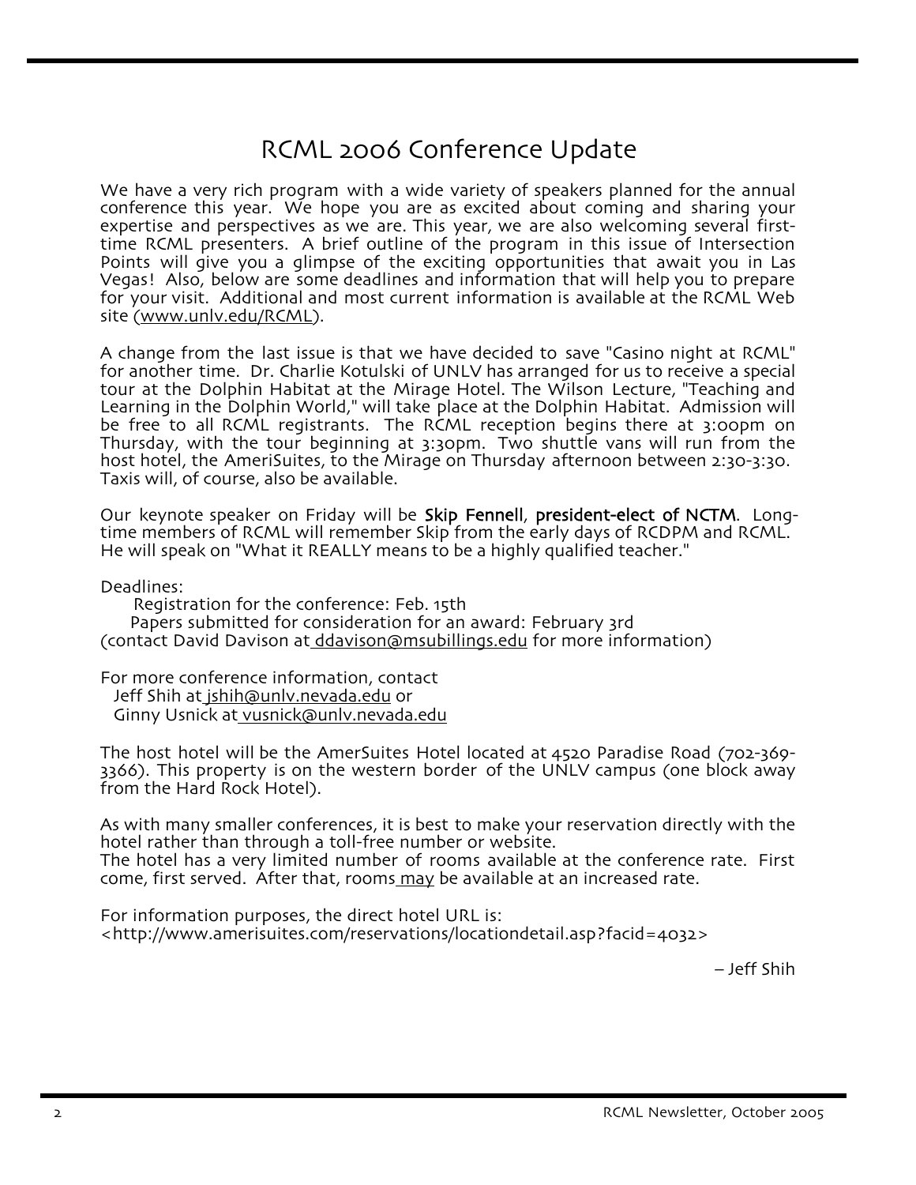# RCML 2006 Conference Update

We have a very rich program with a wide variety of speakers planned for the annual conference this year. We hope you are as excited about coming and sharing your expertise and perspectives as we are. This year, we are also welcoming several first-time RCML presenters. A brief outline of the program in this issue of Intersection Points will give you a glimpse of the exciting opportunities that await you in Las Vegas! Also, below are some deadlines and information that will help you to prepare for your visit. Additional and most current information is available at the RCML Web site (www.unlv.edu/RCML).

A change from the last issue is that we have decided to save "Casino night at RCML" for another time. Dr. Charlie Kotulski of UNLV has arranged for us to receive a special tour at the Dolphin Habitat at the Mirage Hotel. The Wilson Lecture, "Teaching and Learning in the Dolphin World," will take place at the Dolphin Habitat. Admission will be free to all RCML registrants. The RCML reception begins there at 3:00pm on Thursday, with the tour beginning at 3:30pm. Two shuttle vans will run from the host hotel, the AmeriSuites, to the Mirage on Thursday afternoon between 2:30-3:30. Taxis will, of course, also be available.

Our keynote speaker on Friday will be **Skip Fennell**, **president-elect of NCTM**. Long-time members of RCML will remember Skip from the early days of RCDPM and RCML. He will speak on "What it REALLY means to be a highly qualified teacher."

Deadlines:

Registration for the conference: Feb. 15th

Papers submitted for consideration for an award: February 3rd

(contact David Davison at ddavison@msubillings.edu for more information)

For more conference information, contact

Jeff Shih at jshih@unlv.nevada.edu or

Ginny Usnick at vusnick@unlv.nevada.edu

The host hotel will be the AmerSuites Hotel located at 4520 Paradise Road (702-369-3366). This property is on the western border of the UNLV campus (one block away from the Hard Rock Hotel).

As with many smaller conferences, it is best to make your reservation directly with the hotel rather than through a toll-free number or website.

The hotel has a very limited number of rooms available at the conference rate. First come, first served. After that, rooms may be available at an increased rate.

For information purposes, the direct hotel URL is:
<http://www.amerisuites.com/reservations/locationdetail.asp?facid=4032>

– Jeff Shih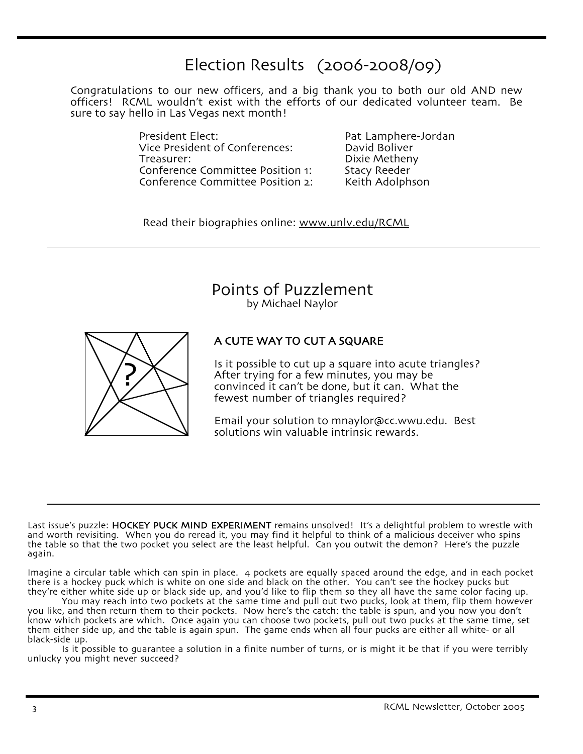# Election Results (2006-2008/09)

Congratulations to our new officers, and a big thank you to both our old AND new officers! RCML wouldn't exist with the efforts of our dedicated volunteer team. Be sure to say hello in Las Vegas next month!

| | |
|---|---|
| President Elect: | Pat Lamphere-Jordan |
| Vice President of Conferences: | David Boliver |
| Treasurer: | Dixie Metheny |
| Conference Committee Position 1: | Stacy Reeder |
| Conference Committee Position 2: | Keith Adolphson |

Read their biographies online: www.unlv.edu/RCML

---

# Points of Puzzlement

by Michael Naylor

## A CUTE WAY TO CUT A SQUARE

Is it possible to cut up a square into acute triangles? After trying for a few minutes, you may be convinced it can't be done, but it can. What the fewest number of triangles required?

Email your solution to mnaylor@cc.wwu.edu. Best solutions win valuable intrinsic rewards.

---

Last issue's puzzle: **HOCKEY PUCK MIND EXPERIMENT** remains unsolved! It's a delightful problem to wrestle with and worth revisiting. When you do reread it, you may find it helpful to think of a malicious deceiver who spins the table so that the two pocket you select are the least helpful. Can you outwit the demon? Here's the puzzle again.

Imagine a circular table which can spin in place. 4 pockets are equally spaced around the edge, and in each pocket there is a hockey puck which is white on one side and black on the other. You can't see the hockey pucks but they're either white side up or black side up, and you'd like to flip them so they all have the same color facing up.

You may reach into two pockets at the same time and pull out two pucks, look at them, flip them however you like, and then return them to their pockets. Now here's the catch: the table is spun, and you now you don't know which pockets are which. Once again you can choose two pockets, pull out two pucks at the same time, set them either side up, and the table is again spun. The game ends when all four pucks are either all white- or all black-side up.

Is it possible to guarantee a solution in a finite number of turns, or is might it be that if you were terribly unlucky you might never succeed?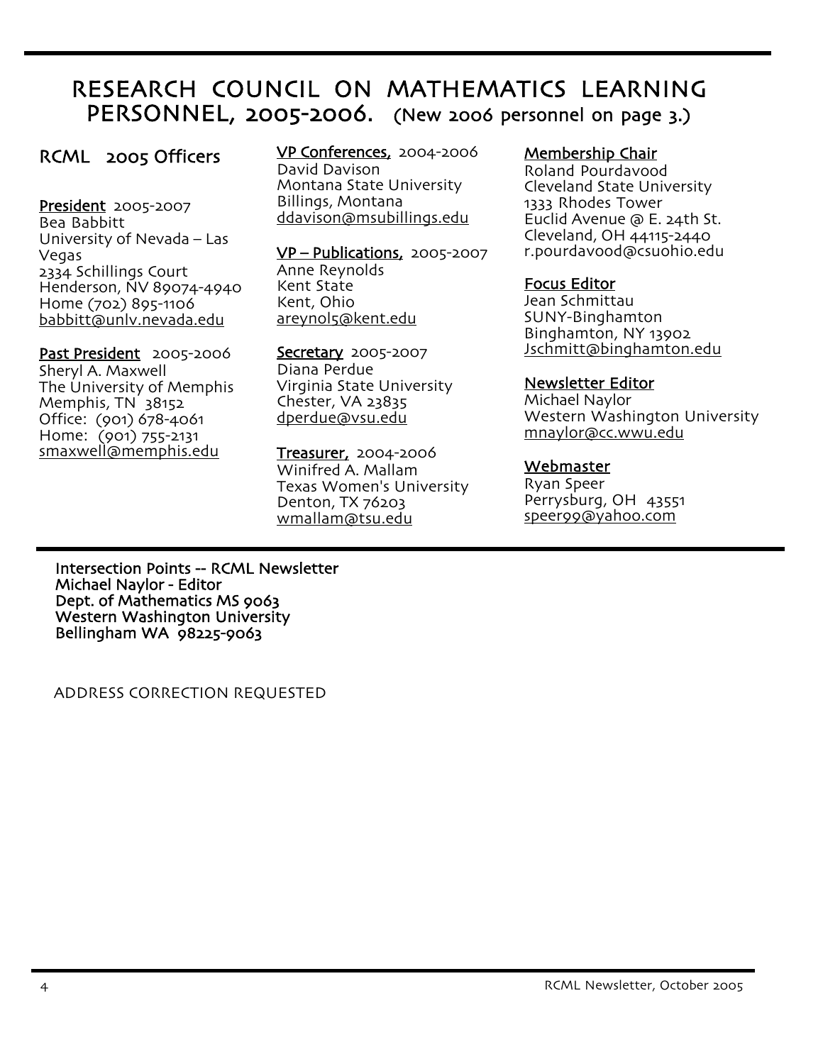# RESEARCH COUNCIL ON MATHEMATICS LEARNING PERSONNEL, 2005-2006. (New 2006 personnel on page 3.)

## RCML 2005 Officers

**President** 2005-2007
Bea Babbitt
University of Nevada – Las Vegas
2334 Schillings Court
Henderson, NV 89074-4940
Home (702) 895-1106
babbitt@unlv.nevada.edu

**Past President** 2005-2006
Sheryl A. Maxwell
The University of Memphis
Memphis, TN 38152
Office: (901) 678-4061
Home: (901) 755-2131
smaxwell@memphis.edu

**VP Conferences,** 2004-2006
David Davison
Montana State University
Billings, Montana
ddavison@msubillings.edu

**VP – Publications,** 2005-2007
Anne Reynolds
Kent State
Kent, Ohio
areynol5@kent.edu

**Secretary** 2005-2007
Diana Perdue
Virginia State University
Chester, VA 23835
dperdue@vsu.edu

**Treasurer,** 2004-2006
Winifred A. Mallam
Texas Women's University
Denton, TX 76203
wmallam@tsu.edu

**Membership Chair**
Roland Pourdavood
Cleveland State University
1333 Rhodes Tower
Euclid Avenue @ E. 24th St.
Cleveland, OH 44115-2440
r.pourdavood@csuohio.edu

**Focus Editor**
Jean Schmittau
SUNY-Binghamton
Binghamton, NY 13902
Jschmitt@binghamton.edu

**Newsletter Editor**
Michael Naylor
Western Washington University
mnaylor@cc.wwu.edu

**Webmaster**
Ryan Speer
Perrysburg, OH 43551
speer99@yahoo.com

---

**Intersection Points -- RCML Newsletter**
**Michael Naylor - Editor**
**Dept. of Mathematics MS 9063**
**Western Washington University**
**Bellingham WA 98225-9063**

ADDRESS CORRECTION REQUESTED